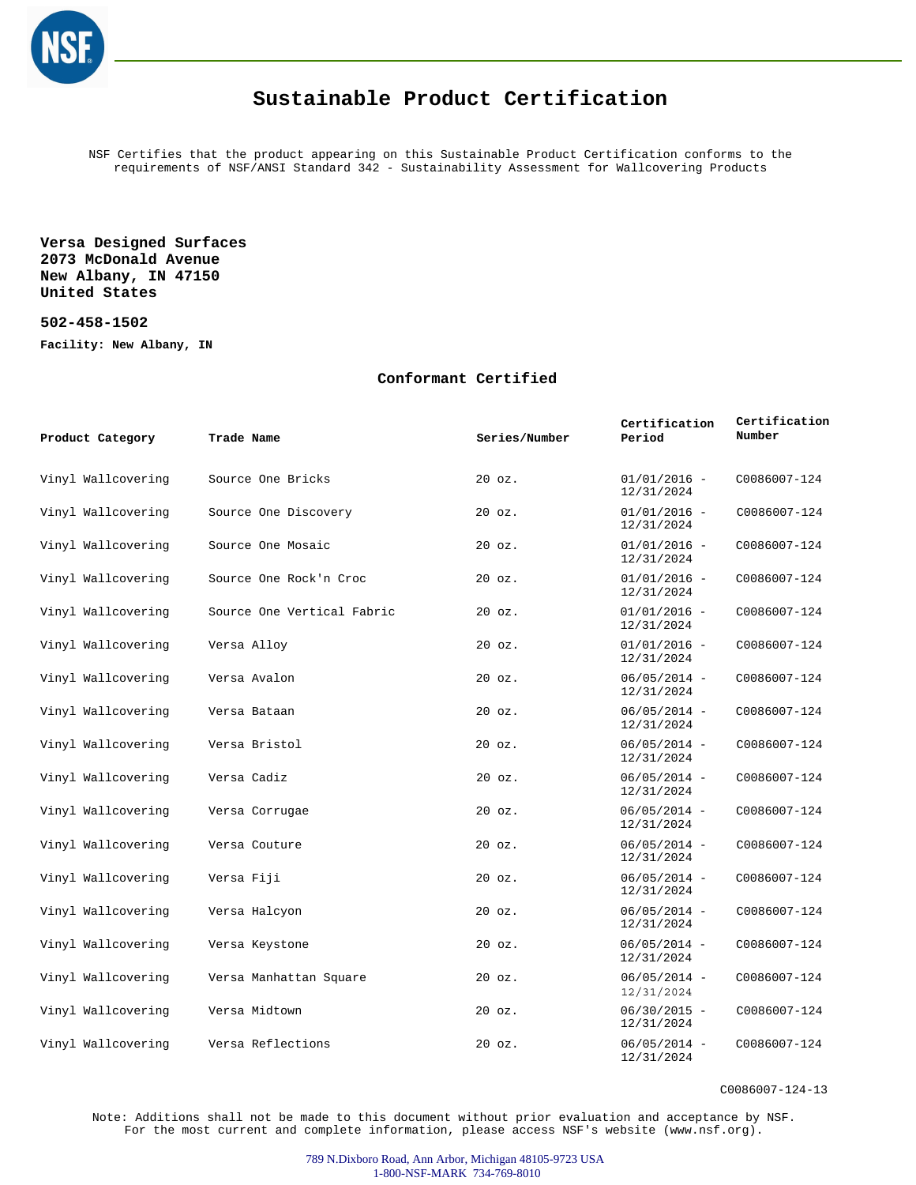# Sustainable Product Certification

NSF Certifies that the product appearing on this Sustainable Product Certification conforms to the requirements of NSF/ANSI Standard 342 - Sustainability Assessment for Wallcovering Products

**Versa Designed Surfaces**
**2073 McDonald Avenue**
**New Albany, IN 47150**
**United States**

**502-458-1502**

**Facility: New Albany, IN**

## Conformant Certified

| Product Category | Trade Name | Series/Number | Certification Period | Certification Number |
|---|---|---|---|---|
| Vinyl Wallcovering | Source One Bricks | 20 oz. | 01/01/2016 - 12/31/2024 | C0086007-124 |
| Vinyl Wallcovering | Source One Discovery | 20 oz. | 01/01/2016 - 12/31/2024 | C0086007-124 |
| Vinyl Wallcovering | Source One Mosaic | 20 oz. | 01/01/2016 - 12/31/2024 | C0086007-124 |
| Vinyl Wallcovering | Source One Rock'n Croc | 20 oz. | 01/01/2016 - 12/31/2024 | C0086007-124 |
| Vinyl Wallcovering | Source One Vertical Fabric | 20 oz. | 01/01/2016 - 12/31/2024 | C0086007-124 |
| Vinyl Wallcovering | Versa Alloy | 20 oz. | 01/01/2016 - 12/31/2024 | C0086007-124 |
| Vinyl Wallcovering | Versa Avalon | 20 oz. | 06/05/2014 - 12/31/2024 | C0086007-124 |
| Vinyl Wallcovering | Versa Bataan | 20 oz. | 06/05/2014 - 12/31/2024 | C0086007-124 |
| Vinyl Wallcovering | Versa Bristol | 20 oz. | 06/05/2014 - 12/31/2024 | C0086007-124 |
| Vinyl Wallcovering | Versa Cadiz | 20 oz. | 06/05/2014 - 12/31/2024 | C0086007-124 |
| Vinyl Wallcovering | Versa Corrugae | 20 oz. | 06/05/2014 - 12/31/2024 | C0086007-124 |
| Vinyl Wallcovering | Versa Couture | 20 oz. | 06/05/2014 - 12/31/2024 | C0086007-124 |
| Vinyl Wallcovering | Versa Fiji | 20 oz. | 06/05/2014 - 12/31/2024 | C0086007-124 |
| Vinyl Wallcovering | Versa Halcyon | 20 oz. | 06/05/2014 - 12/31/2024 | C0086007-124 |
| Vinyl Wallcovering | Versa Keystone | 20 oz. | 06/05/2014 - 12/31/2024 | C0086007-124 |
| Vinyl Wallcovering | Versa Manhattan Square | 20 oz. | 06/05/2014 - 12/31/2024 | C0086007-124 |
| Vinyl Wallcovering | Versa Midtown | 20 oz. | 06/30/2015 - 12/31/2024 | C0086007-124 |
| Vinyl Wallcovering | Versa Reflections | 20 oz. | 06/05/2014 - 12/31/2024 | C0086007-124 |

C0086007-124-13

Note: Additions shall not be made to this document without prior evaluation and acceptance by NSF. For the most current and complete information, please access NSF's website (www.nsf.org).

789 N.Dixboro Road, Ann Arbor, Michigan 48105-9723 USA
1-800-NSF-MARK 734-769-8010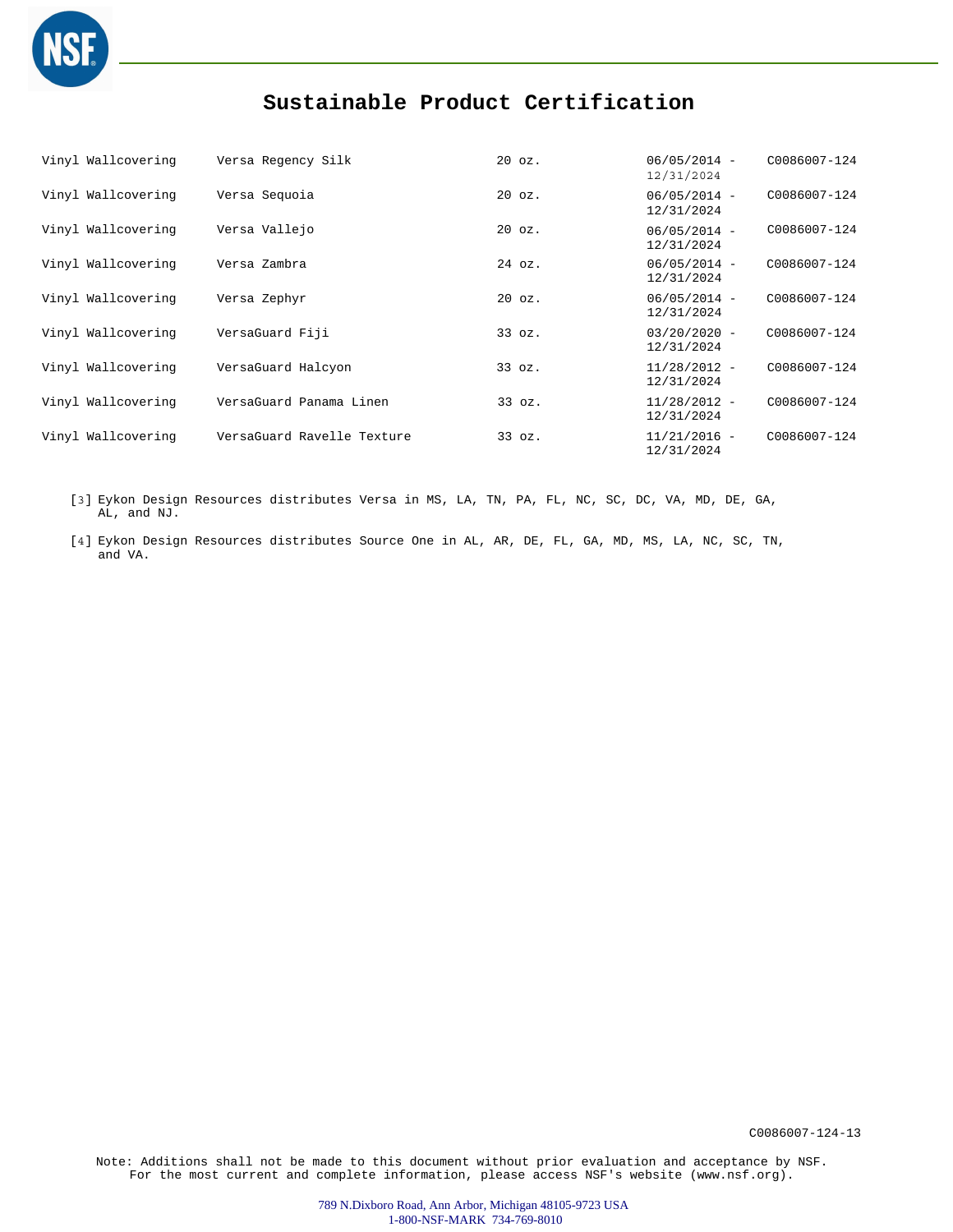# Sustainable Product Certification

| | | | | |
|---|---|---|---|---|
| Vinyl Wallcovering | Versa Regency Silk | 20 oz. | 06/05/2014 - 12/31/2024 | C0086007-124 |
| Vinyl Wallcovering | Versa Sequoia | 20 oz. | 06/05/2014 - 12/31/2024 | C0086007-124 |
| Vinyl Wallcovering | Versa Vallejo | 20 oz. | 06/05/2014 - 12/31/2024 | C0086007-124 |
| Vinyl Wallcovering | Versa Zambra | 24 oz. | 06/05/2014 - 12/31/2024 | C0086007-124 |
| Vinyl Wallcovering | Versa Zephyr | 20 oz. | 06/05/2014 - 12/31/2024 | C0086007-124 |
| Vinyl Wallcovering | VersaGuard Fiji | 33 oz. | 03/20/2020 - 12/31/2024 | C0086007-124 |
| Vinyl Wallcovering | VersaGuard Halcyon | 33 oz. | 11/28/2012 - 12/31/2024 | C0086007-124 |
| Vinyl Wallcovering | VersaGuard Panama Linen | 33 oz. | 11/28/2012 - 12/31/2024 | C0086007-124 |
| Vinyl Wallcovering | VersaGuard Ravelle Texture | 33 oz. | 11/21/2016 - 12/31/2024 | C0086007-124 |

[3] Eykon Design Resources distributes Versa in MS, LA, TN, PA, FL, NC, SC, DC, VA, MD, DE, GA, AL, and NJ.

[4] Eykon Design Resources distributes Source One in AL, AR, DE, FL, GA, MD, MS, LA, NC, SC, TN, and VA.

C0086007-124-13

Note: Additions shall not be made to this document without prior evaluation and acceptance by NSF. For the most current and complete information, please access NSF's website (www.nsf.org).

789 N.Dixboro Road, Ann Arbor, Michigan 48105-9723 USA
1-800-NSF-MARK 734-769-8010